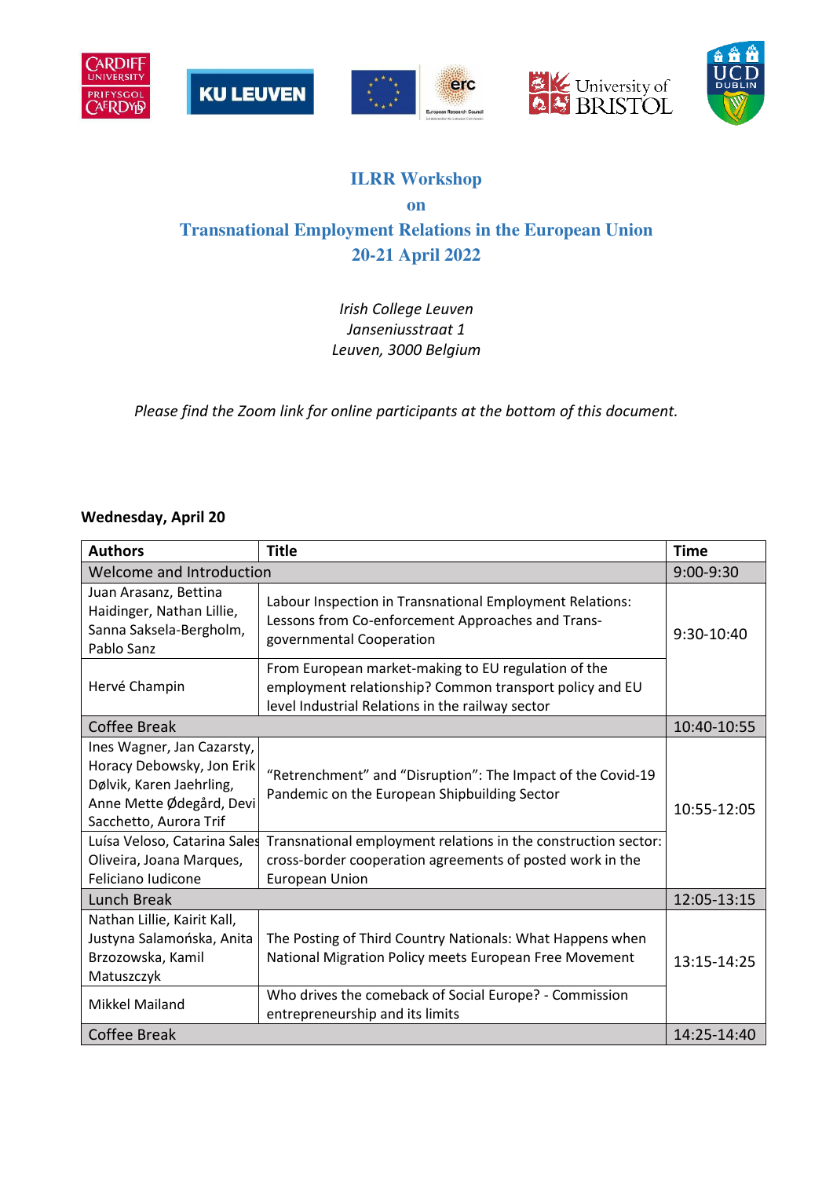# ILRR Workshop

## on

## Transnational Employment Relations in the European Union

## 20-21 April 2022

*Irish College Leuven*
*Janseniusstraat 1*
*Leuven, 3000 Belgium*

*Please find the Zoom link for online participants at the bottom of this document.*

**Wednesday, April 20**

| Authors | Title | Time |
|---|---|---|
| Welcome and Introduction | | 9:00-9:30 |
| Juan Arasanz, Bettina Haidinger, Nathan Lillie, Sanna Saksela-Bergholm, Pablo Sanz | Labour Inspection in Transnational Employment Relations: Lessons from Co-enforcement Approaches and Trans-governmental Cooperation | 9:30-10:40 |
| Hervé Champin | From European market-making to EU regulation of the employment relationship? Common transport policy and EU level Industrial Relations in the railway sector | |
| Coffee Break | | 10:40-10:55 |
| Ines Wagner, Jan Cazarsty, Horacy Debowsky, Jon Erik Dølvik, Karen Jaehrling, Anne Mette Ødegård, Devi Sacchetto, Aurora Trif | "Retrenchment" and "Disruption": The Impact of the Covid-19 Pandemic on the European Shipbuilding Sector | 10:55-12:05 |
| Luísa Veloso, Catarina Sales Oliveira, Joana Marques, Feliciano Iudicone | Transnational employment relations in the construction sector: cross-border cooperation agreements of posted work in the European Union | |
| Lunch Break | | 12:05-13:15 |
| Nathan Lillie, Kairit Kall, Justyna Salamońska, Anita Brzozowska, Kamil Matuszczyk | The Posting of Third Country Nationals: What Happens when National Migration Policy meets European Free Movement | 13:15-14:25 |
| Mikkel Mailand | Who drives the comeback of Social Europe? - Commission entrepreneurship and its limits | |
| Coffee Break | | 14:25-14:40 |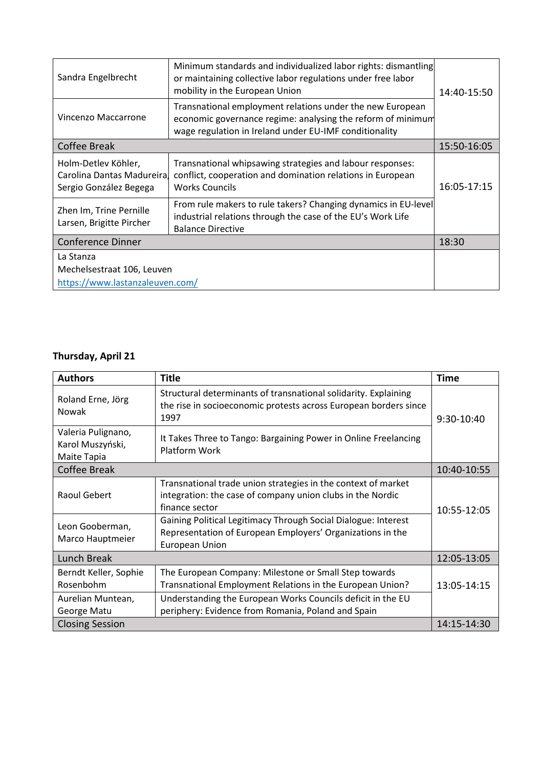| | | |
|---|---|---|
| Sandra Engelbrecht | Minimum standards and individualized labor rights: dismantling or maintaining collective labor regulations under free labor mobility in the European Union | 14:40-15:50 |
| Vincenzo Maccarrone | Transnational employment relations under the new European economic governance regime: analysing the reform of minimum wage regulation in Ireland under EU-IMF conditionality | |
| Coffee Break | | 15:50-16:05 |
| Holm-Detlev Köhler, Carolina Dantas Madureira, Sergio González Begega | Transnational whipsawing strategies and labour responses: conflict, cooperation and domination relations in European Works Councils | 16:05-17:15 |
| Zhen Im, Trine Pernille Larsen, Brigitte Pircher | From rule makers to rule takers? Changing dynamics in EU-level industrial relations through the case of the EU's Work Life Balance Directive | |
| Conference Dinner | | 18:30 |
| La Stanza<br>Mechelsestraat 106, Leuven<br>https://www.lastanzaleuven.com/ | | |

**Thursday, April 21**

| Authors | Title | Time |
|---|---|---|
| Roland Erne, Jörg Nowak | Structural determinants of transnational solidarity. Explaining the rise in socioeconomic protests across European borders since 1997 | 9:30-10:40 |
| Valeria Pulignano, Karol Muszyński, Maite Tapia | It Takes Three to Tango: Bargaining Power in Online Freelancing Platform Work | |
| Coffee Break | | 10:40-10:55 |
| Raoul Gebert | Transnational trade union strategies in the context of market integration: the case of company union clubs in the Nordic finance sector | 10:55-12:05 |
| Leon Gooberman, Marco Hauptmeier | Gaining Political Legitimacy Through Social Dialogue: Interest Representation of European Employers' Organizations in the European Union | |
| Lunch Break | | 12:05-13:05 |
| Berndt Keller, Sophie Rosenbohm | The European Company: Milestone or Small Step towards Transnational Employment Relations in the European Union? | 13:05-14:15 |
| Aurelian Muntean, George Matu | Understanding the European Works Councils deficit in the EU periphery: Evidence from Romania, Poland and Spain | |
| Closing Session | | 14:15-14:30 |